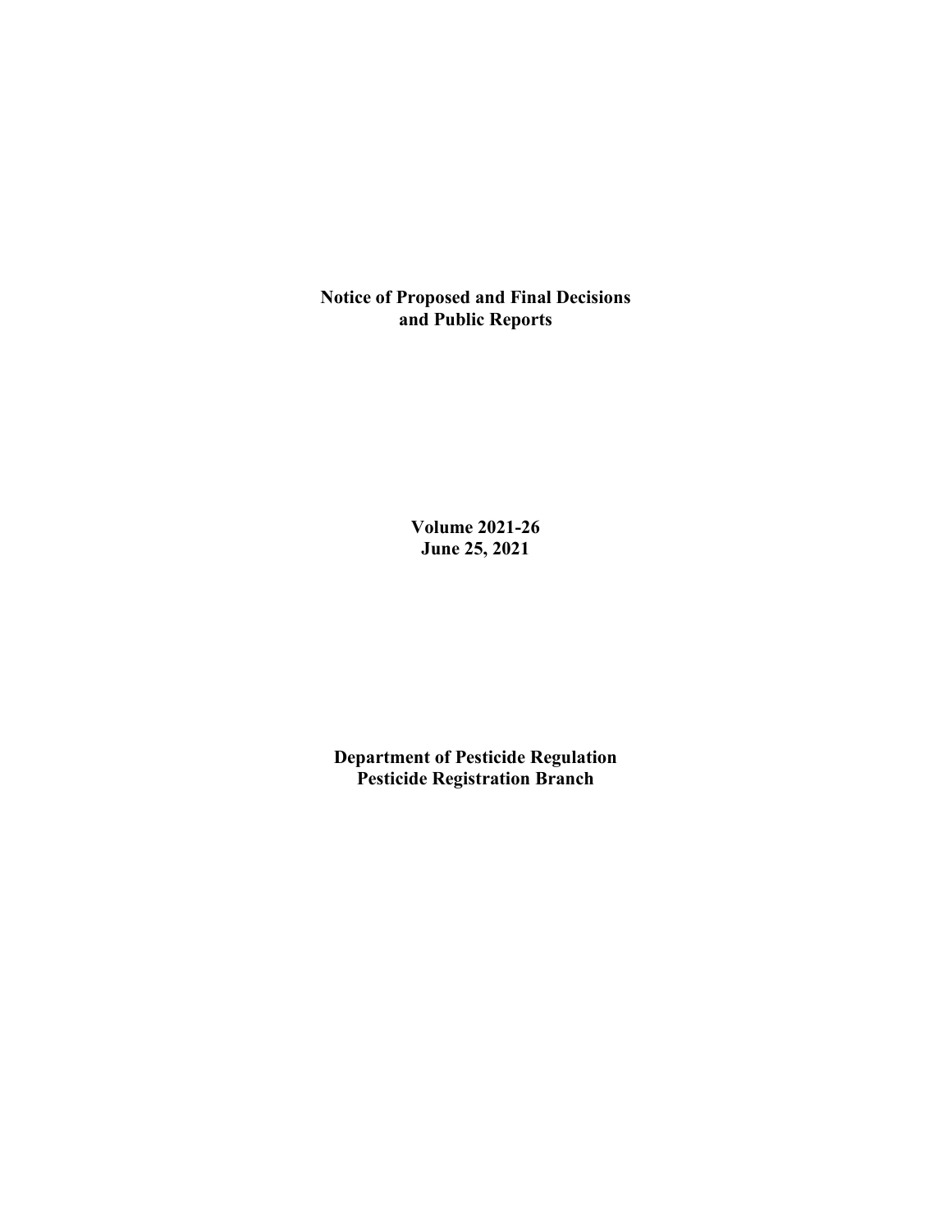# Notice of Proposed and Final Decisions and Public Reports

**Volume 2021-26**
**June 25, 2021**

**Department of Pesticide Regulation**
**Pesticide Registration Branch**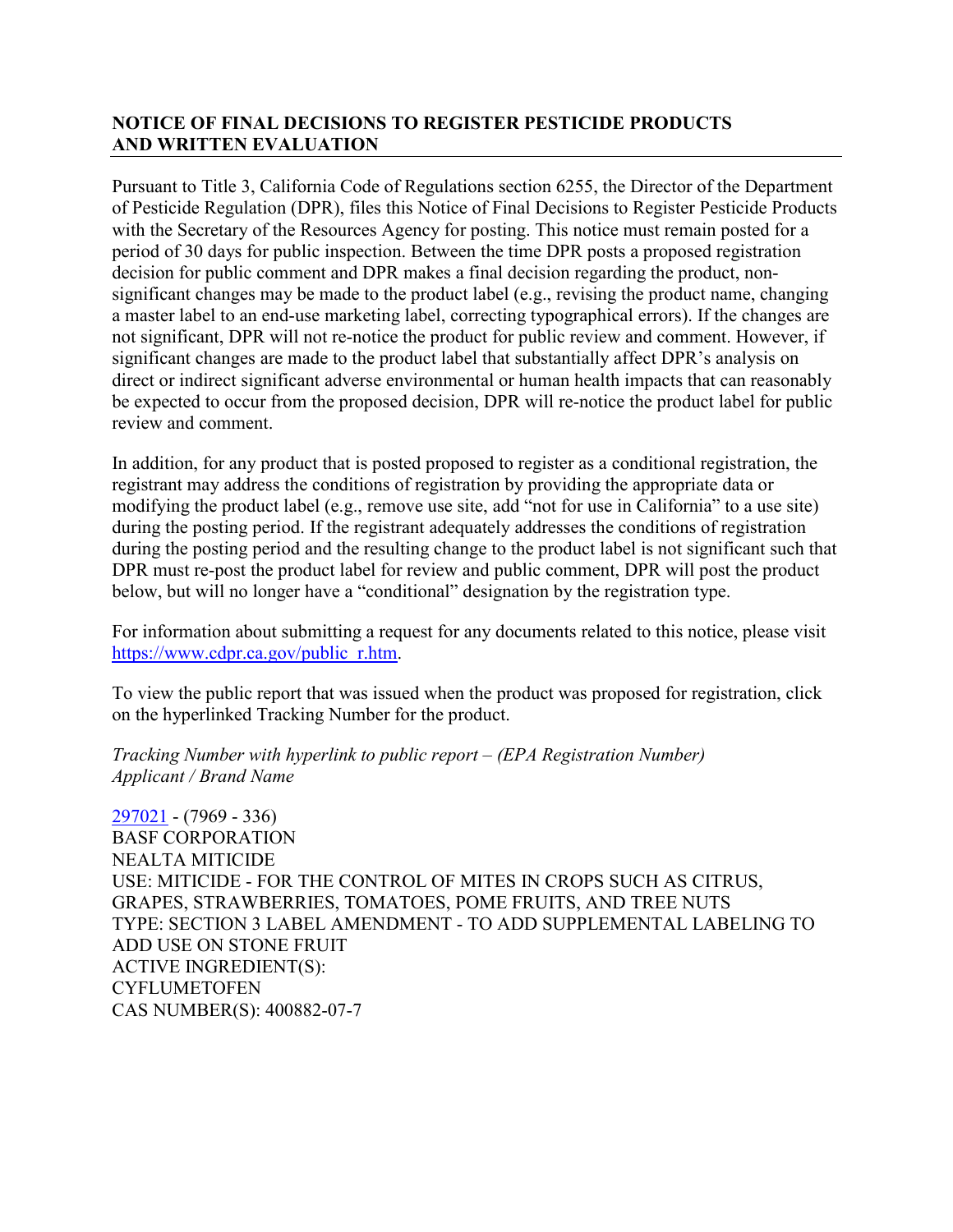## NOTICE OF FINAL DECISIONS TO REGISTER PESTICIDE PRODUCTS AND WRITTEN EVALUATION

Pursuant to Title 3, California Code of Regulations section 6255, the Director of the Department of Pesticide Regulation (DPR), files this Notice of Final Decisions to Register Pesticide Products with the Secretary of the Resources Agency for posting. This notice must remain posted for a period of 30 days for public inspection. Between the time DPR posts a proposed registration decision for public comment and DPR makes a final decision regarding the product, non-significant changes may be made to the product label (e.g., revising the product name, changing a master label to an end-use marketing label, correcting typographical errors). If the changes are not significant, DPR will not re-notice the product for public review and comment. However, if significant changes are made to the product label that substantially affect DPR's analysis on direct or indirect significant adverse environmental or human health impacts that can reasonably be expected to occur from the proposed decision, DPR will re-notice the product label for public review and comment.

In addition, for any product that is posted proposed to register as a conditional registration, the registrant may address the conditions of registration by providing the appropriate data or modifying the product label (e.g., remove use site, add "not for use in California" to a use site) during the posting period. If the registrant adequately addresses the conditions of registration during the posting period and the resulting change to the product label is not significant such that DPR must re-post the product label for review and public comment, DPR will post the product below, but will no longer have a "conditional" designation by the registration type.

For information about submitting a request for any documents related to this notice, please visit https://www.cdpr.ca.gov/public_r.htm.

To view the public report that was issued when the product was proposed for registration, click on the hyperlinked Tracking Number for the product.

*Tracking Number with hyperlink to public report – (EPA Registration Number)*
*Applicant / Brand Name*

297021 - (7969 - 336)
BASF CORPORATION
NEALTA MITICIDE
USE: MITICIDE - FOR THE CONTROL OF MITES IN CROPS SUCH AS CITRUS, GRAPES, STRAWBERRIES, TOMATOES, POME FRUITS, AND TREE NUTS
TYPE: SECTION 3 LABEL AMENDMENT - TO ADD SUPPLEMENTAL LABELING TO ADD USE ON STONE FRUIT
ACTIVE INGREDIENT(S):
CYFLUMETOFEN
CAS NUMBER(S): 400882-07-7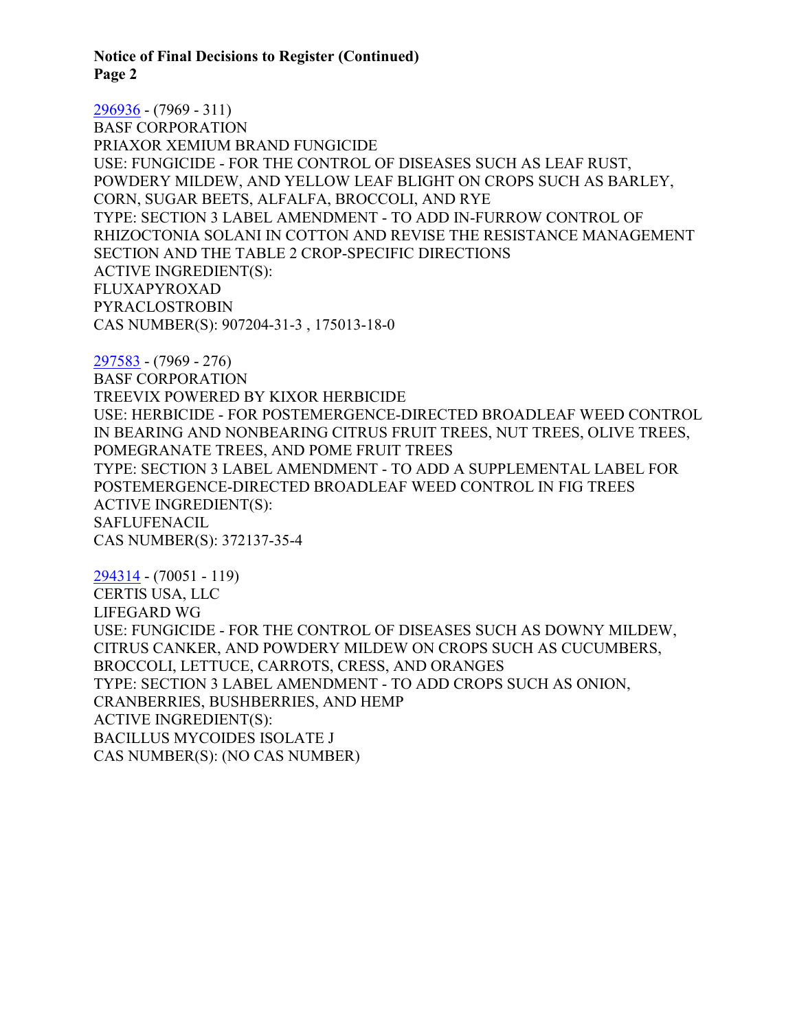**Notice of Final Decisions to Register (Continued)**
**Page 2**

296936 - (7969 - 311)
BASF CORPORATION
PRIAXOR XEMIUM BRAND FUNGICIDE
USE: FUNGICIDE - FOR THE CONTROL OF DISEASES SUCH AS LEAF RUST, POWDERY MILDEW, AND YELLOW LEAF BLIGHT ON CROPS SUCH AS BARLEY, CORN, SUGAR BEETS, ALFALFA, BROCCOLI, AND RYE
TYPE: SECTION 3 LABEL AMENDMENT - TO ADD IN-FURROW CONTROL OF RHIZOCTONIA SOLANI IN COTTON AND REVISE THE RESISTANCE MANAGEMENT SECTION AND THE TABLE 2 CROP-SPECIFIC DIRECTIONS
ACTIVE INGREDIENT(S):
FLUXAPYROXAD
PYRACLOSTROBIN
CAS NUMBER(S): 907204-31-3 , 175013-18-0

297583 - (7969 - 276)
BASF CORPORATION
TREEVIX POWERED BY KIXOR HERBICIDE
USE: HERBICIDE - FOR POSTEMERGENCE-DIRECTED BROADLEAF WEED CONTROL IN BEARING AND NONBEARING CITRUS FRUIT TREES, NUT TREES, OLIVE TREES, POMEGRANATE TREES, AND POME FRUIT TREES
TYPE: SECTION 3 LABEL AMENDMENT - TO ADD A SUPPLEMENTAL LABEL FOR POSTEMERGENCE-DIRECTED BROADLEAF WEED CONTROL IN FIG TREES
ACTIVE INGREDIENT(S):
SAFLUFENACIL
CAS NUMBER(S): 372137-35-4

294314 - (70051 - 119)
CERTIS USA, LLC
LIFEGARD WG
USE: FUNGICIDE - FOR THE CONTROL OF DISEASES SUCH AS DOWNY MILDEW, CITRUS CANKER, AND POWDERY MILDEW ON CROPS SUCH AS CUCUMBERS, BROCCOLI, LETTUCE, CARROTS, CRESS, AND ORANGES
TYPE: SECTION 3 LABEL AMENDMENT - TO ADD CROPS SUCH AS ONION, CRANBERRIES, BUSHBERRIES, AND HEMP
ACTIVE INGREDIENT(S):
BACILLUS MYCOIDES ISOLATE J
CAS NUMBER(S): (NO CAS NUMBER)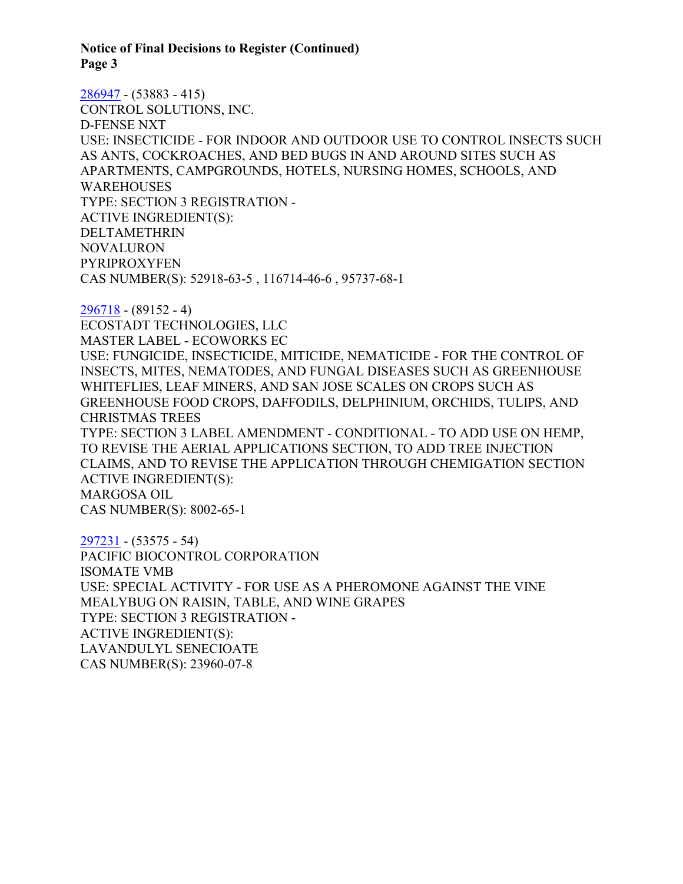[286947](#) - (53883 - 415)
CONTROL SOLUTIONS, INC.
D-FENSE NXT
USE: INSECTICIDE - FOR INDOOR AND OUTDOOR USE TO CONTROL INSECTS SUCH AS ANTS, COCKROACHES, AND BED BUGS IN AND AROUND SITES SUCH AS APARTMENTS, CAMPGROUNDS, HOTELS, NURSING HOMES, SCHOOLS, AND WAREHOUSES
TYPE: SECTION 3 REGISTRATION -
ACTIVE INGREDIENT(S):
DELTAMETHRIN
NOVALURON
PYRIPROXYFEN
CAS NUMBER(S): 52918-63-5 , 116714-46-6 , 95737-68-1

[296718](#) - (89152 - 4)
ECOSTADT TECHNOLOGIES, LLC
MASTER LABEL - ECOWORKS EC
USE: FUNGICIDE, INSECTICIDE, MITICIDE, NEMATICIDE - FOR THE CONTROL OF INSECTS, MITES, NEMATODES, AND FUNGAL DISEASES SUCH AS GREENHOUSE WHITEFLIES, LEAF MINERS, AND SAN JOSE SCALES ON CROPS SUCH AS GREENHOUSE FOOD CROPS, DAFFODILS, DELPHINIUM, ORCHIDS, TULIPS, AND CHRISTMAS TREES
TYPE: SECTION 3 LABEL AMENDMENT - CONDITIONAL - TO ADD USE ON HEMP, TO REVISE THE AERIAL APPLICATIONS SECTION, TO ADD TREE INJECTION CLAIMS, AND TO REVISE THE APPLICATION THROUGH CHEMIGATION SECTION
ACTIVE INGREDIENT(S):
MARGOSA OIL
CAS NUMBER(S): 8002-65-1

[297231](#) - (53575 - 54)
PACIFIC BIOCONTROL CORPORATION
ISOMATE VMB
USE: SPECIAL ACTIVITY - FOR USE AS A PHEROMONE AGAINST THE VINE MEALYBUG ON RAISIN, TABLE, AND WINE GRAPES
TYPE: SECTION 3 REGISTRATION -
ACTIVE INGREDIENT(S):
LAVANDULYL SENECIOATE
CAS NUMBER(S): 23960-07-8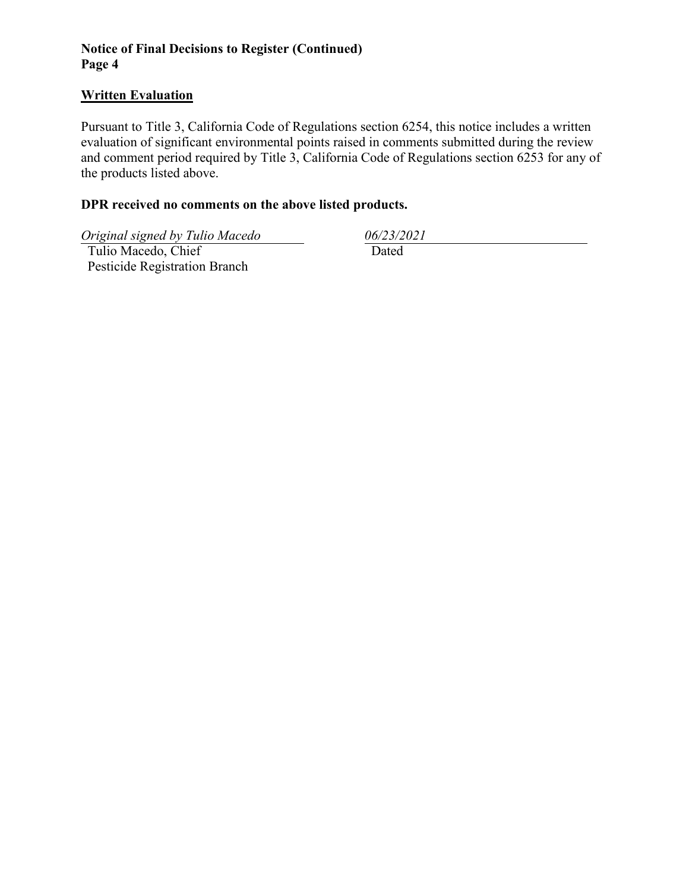## Written Evaluation

Pursuant to Title 3, California Code of Regulations section 6254, this notice includes a written evaluation of significant environmental points raised in comments submitted during the review and comment period required by Title 3, California Code of Regulations section 6253 for any of the products listed above.

**DPR received no comments on the above listed products.**

| *Original signed by Tulio Macedo* | *06/23/2021* |
| --- | --- |
| Tulio Macedo, Chief<br>Pesticide Registration Branch | Dated |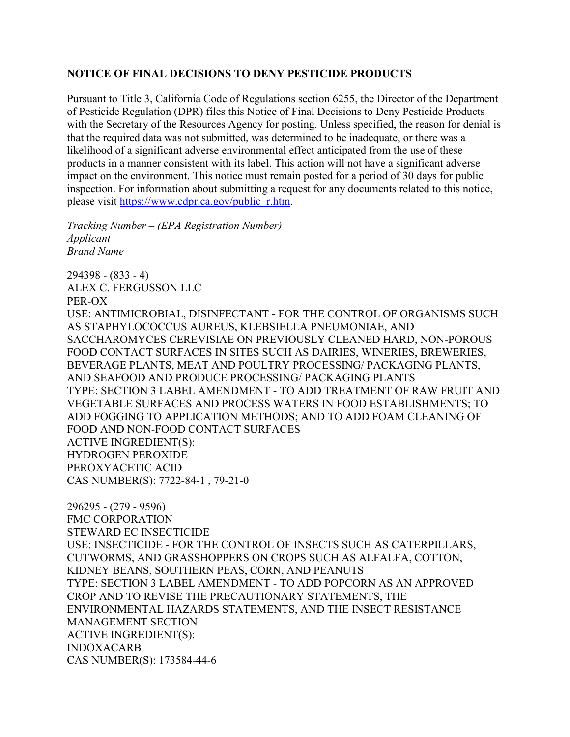## NOTICE OF FINAL DECISIONS TO DENY PESTICIDE PRODUCTS

Pursuant to Title 3, California Code of Regulations section 6255, the Director of the Department of Pesticide Regulation (DPR) files this Notice of Final Decisions to Deny Pesticide Products with the Secretary of the Resources Agency for posting. Unless specified, the reason for denial is that the required data was not submitted, was determined to be inadequate, or there was a likelihood of a significant adverse environmental effect anticipated from the use of these products in a manner consistent with its label. This action will not have a significant adverse impact on the environment. This notice must remain posted for a period of 30 days for public inspection. For information about submitting a request for any documents related to this notice, please visit https://www.cdpr.ca.gov/public_r.htm.

*Tracking Number – (EPA Registration Number)*
*Applicant*
*Brand Name*

294398 - (833 - 4)
ALEX C. FERGUSSON LLC
PER-OX
USE: ANTIMICROBIAL, DISINFECTANT - FOR THE CONTROL OF ORGANISMS SUCH AS STAPHYLOCOCCUS AUREUS, KLEBSIELLA PNEUMONIAE, AND SACCHAROMYCES CEREVISIAE ON PREVIOUSLY CLEANED HARD, NON-POROUS FOOD CONTACT SURFACES IN SITES SUCH AS DAIRIES, WINERIES, BREWERIES, BEVERAGE PLANTS, MEAT AND POULTRY PROCESSING/ PACKAGING PLANTS, AND SEAFOOD AND PRODUCE PROCESSING/ PACKAGING PLANTS
TYPE: SECTION 3 LABEL AMENDMENT - TO ADD TREATMENT OF RAW FRUIT AND VEGETABLE SURFACES AND PROCESS WATERS IN FOOD ESTABLISHMENTS; TO ADD FOGGING TO APPLICATION METHODS; AND TO ADD FOAM CLEANING OF FOOD AND NON-FOOD CONTACT SURFACES
ACTIVE INGREDIENT(S):
HYDROGEN PEROXIDE
PEROXYACETIC ACID
CAS NUMBER(S): 7722-84-1 , 79-21-0

296295 - (279 - 9596)
FMC CORPORATION
STEWARD EC INSECTICIDE
USE: INSECTICIDE - FOR THE CONTROL OF INSECTS SUCH AS CATERPILLARS, CUTWORMS, AND GRASSHOPPERS ON CROPS SUCH AS ALFALFA, COTTON, KIDNEY BEANS, SOUTHERN PEAS, CORN, AND PEANUTS
TYPE: SECTION 3 LABEL AMENDMENT - TO ADD POPCORN AS AN APPROVED CROP AND TO REVISE THE PRECAUTIONARY STATEMENTS, THE ENVIRONMENTAL HAZARDS STATEMENTS, AND THE INSECT RESISTANCE MANAGEMENT SECTION
ACTIVE INGREDIENT(S):
INDOXACARB
CAS NUMBER(S): 173584-44-6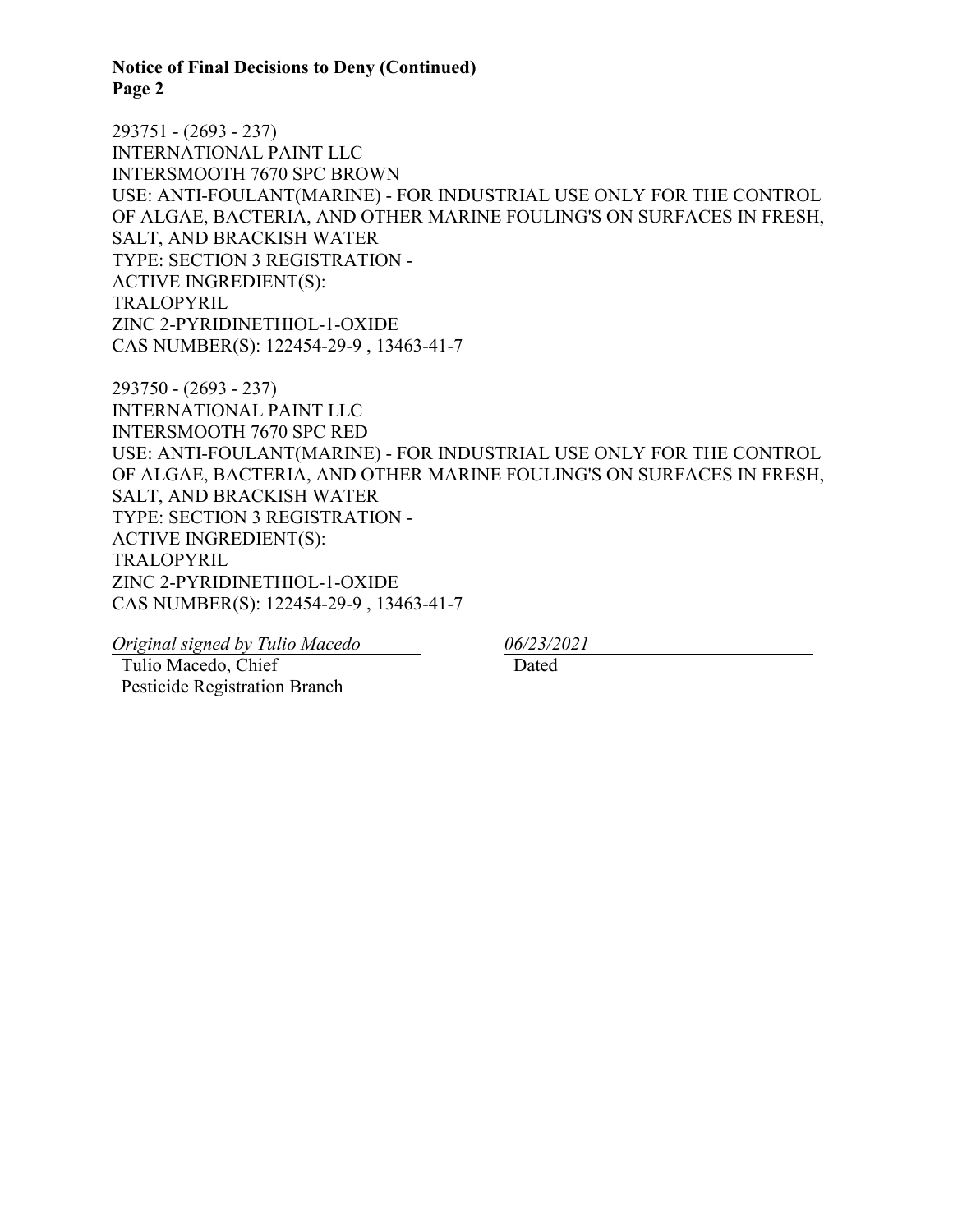**Notice of Final Decisions to Deny (Continued)**
**Page 2**

293751 - (2693 - 237)
INTERNATIONAL PAINT LLC
INTERSMOOTH 7670 SPC BROWN
USE: ANTI-FOULANT(MARINE) - FOR INDUSTRIAL USE ONLY FOR THE CONTROL OF ALGAE, BACTERIA, AND OTHER MARINE FOULING'S ON SURFACES IN FRESH, SALT, AND BRACKISH WATER
TYPE: SECTION 3 REGISTRATION -
ACTIVE INGREDIENT(S):
TRALOPYRIL
ZINC 2-PYRIDINETHIOL-1-OXIDE
CAS NUMBER(S): 122454-29-9 , 13463-41-7

293750 - (2693 - 237)
INTERNATIONAL PAINT LLC
INTERSMOOTH 7670 SPC RED
USE: ANTI-FOULANT(MARINE) - FOR INDUSTRIAL USE ONLY FOR THE CONTROL OF ALGAE, BACTERIA, AND OTHER MARINE FOULING'S ON SURFACES IN FRESH, SALT, AND BRACKISH WATER
TYPE: SECTION 3 REGISTRATION -
ACTIVE INGREDIENT(S):
TRALOPYRIL
ZINC 2-PYRIDINETHIOL-1-OXIDE
CAS NUMBER(S): 122454-29-9 , 13463-41-7

*Original signed by Tulio Macedo* *06/23/2021*
Tulio Macedo, Chief Dated
Pesticide Registration Branch